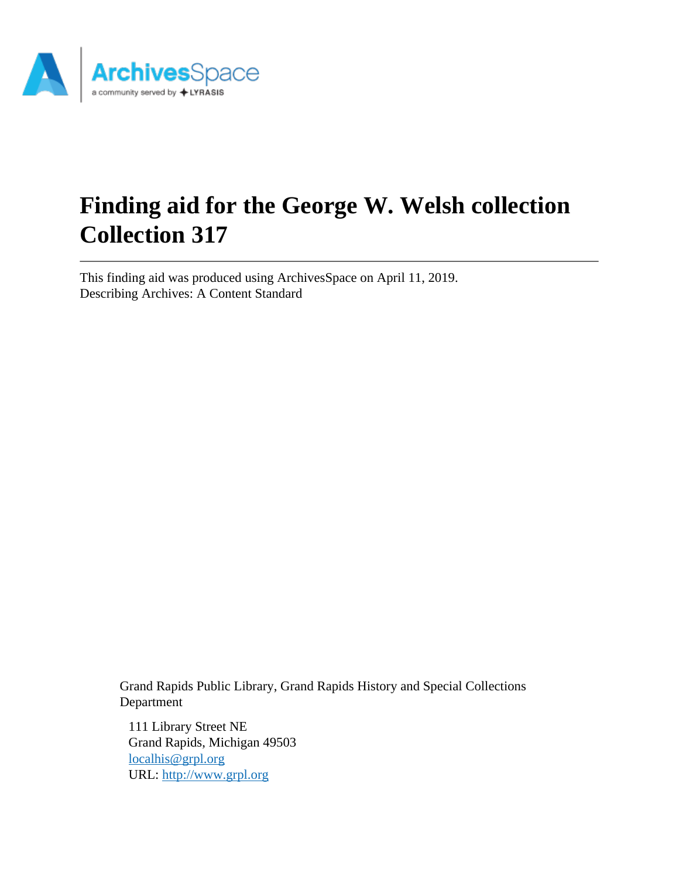# Finding aid for the George W. Welsh collection Collection 317

This finding aid was produced using ArchivesSpace on April 11, 2019.
Describing Archives: A Content Standard

Grand Rapids Public Library, Grand Rapids History and Special Collections Department

111 Library Street NE
Grand Rapids, Michigan 49503
localhis@grpl.org
URL: http://www.grpl.org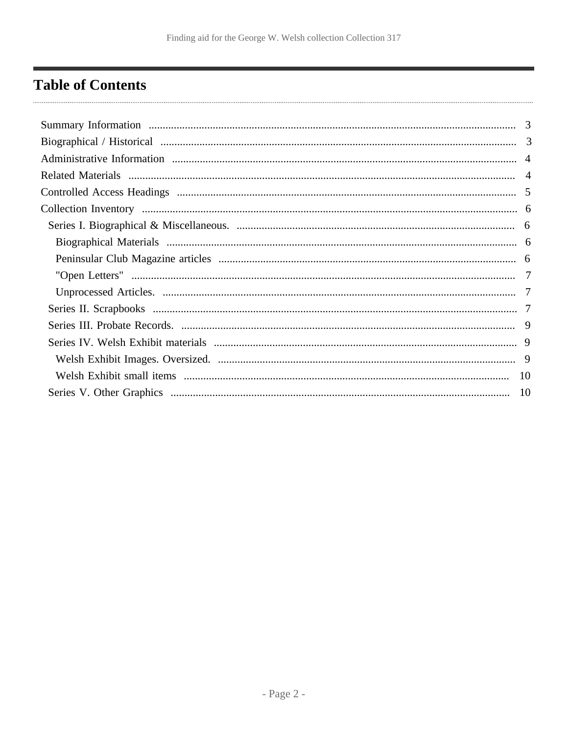# Table of Contents

- Summary Information ... 3
- Biographical / Historical ... 3
- Administrative Information ... 4
- Related Materials ... 4
- Controlled Access Headings ... 5
- Collection Inventory ... 6
  - Series I. Biographical & Miscellaneous. ... 6
    - Biographical Materials ... 6
    - Peninsular Club Magazine articles ... 6
    - "Open Letters" ... 7
    - Unprocessed Articles. ... 7
  - Series II. Scrapbooks ... 7
  - Series III. Probate Records. ... 9
  - Series IV. Welsh Exhibit materials ... 9
    - Welsh Exhibit Images. Oversized. ... 9
    - Welsh Exhibit small items ... 10
  - Series V. Other Graphics ... 10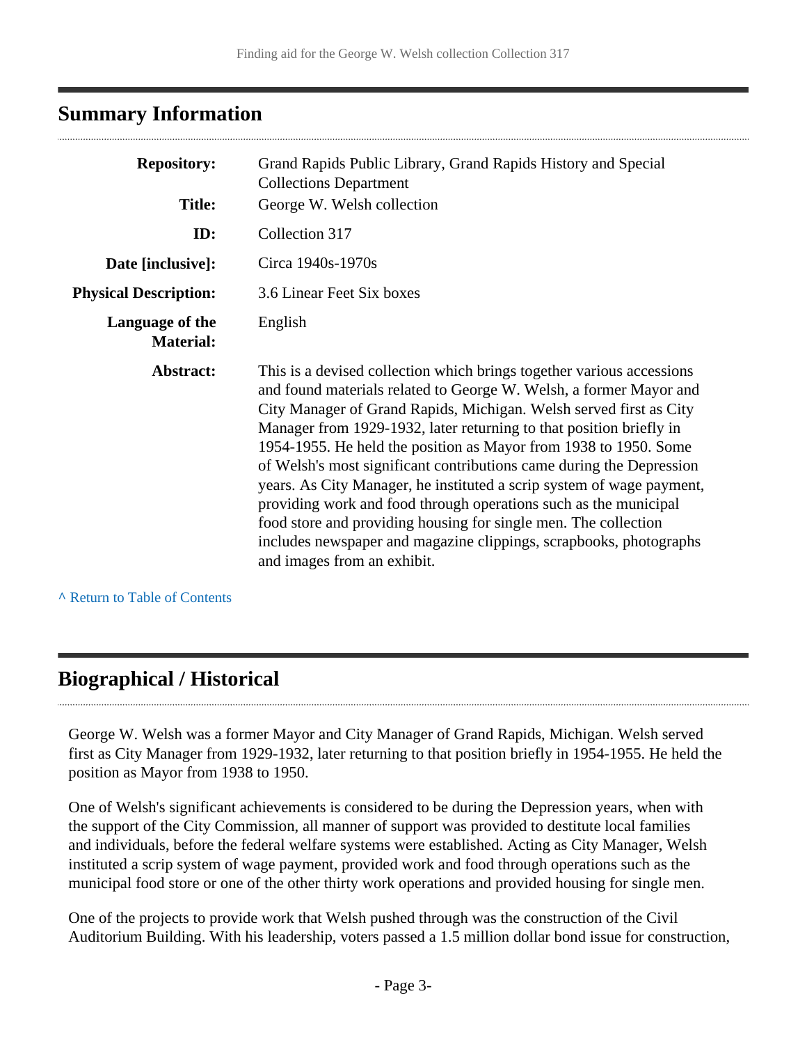## Summary Information

| | |
|---|---|
| **Repository:** | Grand Rapids Public Library, Grand Rapids History and Special Collections Department |
| **Title:** | George W. Welsh collection |
| **ID:** | Collection 317 |
| **Date [inclusive]:** | Circa 1940s-1970s |
| **Physical Description:** | 3.6 Linear Feet Six boxes |
| **Language of the Material:** | English |
| **Abstract:** | This is a devised collection which brings together various accessions and found materials related to George W. Welsh, a former Mayor and City Manager of Grand Rapids, Michigan. Welsh served first as City Manager from 1929-1932, later returning to that position briefly in 1954-1955. He held the position as Mayor from 1938 to 1950. Some of Welsh's most significant contributions came during the Depression years. As City Manager, he instituted a scrip system of wage payment, providing work and food through operations such as the municipal food store and providing housing for single men. The collection includes newspaper and magazine clippings, scrapbooks, photographs and images from an exhibit. |

^ Return to Table of Contents

## Biographical / Historical

George W. Welsh was a former Mayor and City Manager of Grand Rapids, Michigan. Welsh served first as City Manager from 1929-1932, later returning to that position briefly in 1954-1955. He held the position as Mayor from 1938 to 1950.

One of Welsh's significant achievements is considered to be during the Depression years, when with the support of the City Commission, all manner of support was provided to destitute local families and individuals, before the federal welfare systems were established. Acting as City Manager, Welsh instituted a scrip system of wage payment, provided work and food through operations such as the municipal food store or one of the other thirty work operations and provided housing for single men.

One of the projects to provide work that Welsh pushed through was the construction of the Civil Auditorium Building. With his leadership, voters passed a 1.5 million dollar bond issue for construction,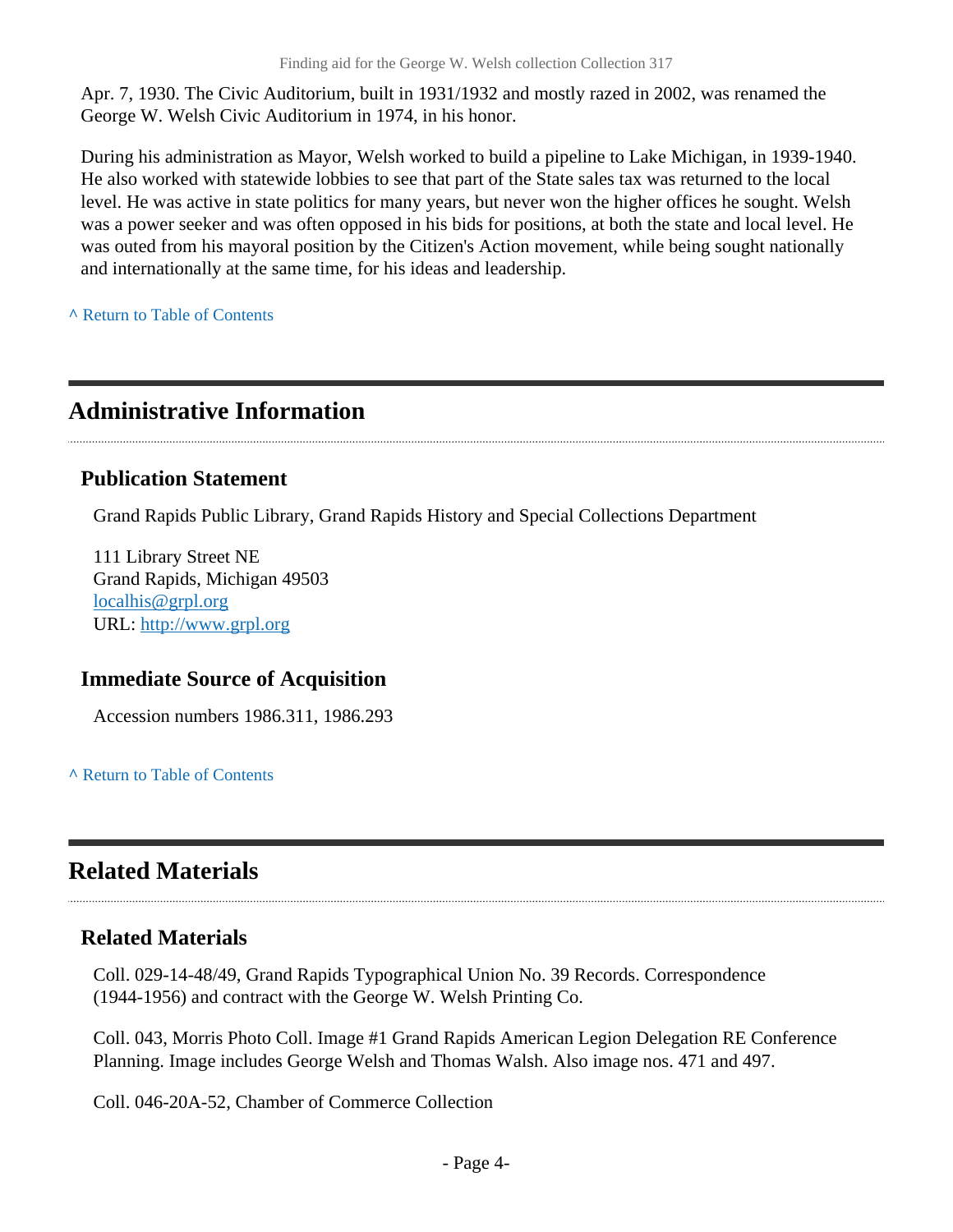Apr. 7, 1930. The Civic Auditorium, built in 1931/1932 and mostly razed in 2002, was renamed the George W. Welsh Civic Auditorium in 1974, in his honor.

During his administration as Mayor, Welsh worked to build a pipeline to Lake Michigan, in 1939-1940. He also worked with statewide lobbies to see that part of the State sales tax was returned to the local level. He was active in state politics for many years, but never won the higher offices he sought. Welsh was a power seeker and was often opposed in his bids for positions, at both the state and local level. He was outed from his mayoral position by the Citizen's Action movement, while being sought nationally and internationally at the same time, for his ideas and leadership.

^ Return to Table of Contents

## Administrative Information

### Publication Statement

Grand Rapids Public Library, Grand Rapids History and Special Collections Department

111 Library Street NE
Grand Rapids, Michigan 49503
localhis@grpl.org
URL: http://www.grpl.org

### Immediate Source of Acquisition

Accession numbers 1986.311, 1986.293

^ Return to Table of Contents

## Related Materials

### Related Materials

Coll. 029-14-48/49, Grand Rapids Typographical Union No. 39 Records. Correspondence (1944-1956) and contract with the George W. Welsh Printing Co.

Coll. 043, Morris Photo Coll. Image #1 Grand Rapids American Legion Delegation RE Conference Planning. Image includes George Welsh and Thomas Walsh. Also image nos. 471 and 497.

Coll. 046-20A-52, Chamber of Commerce Collection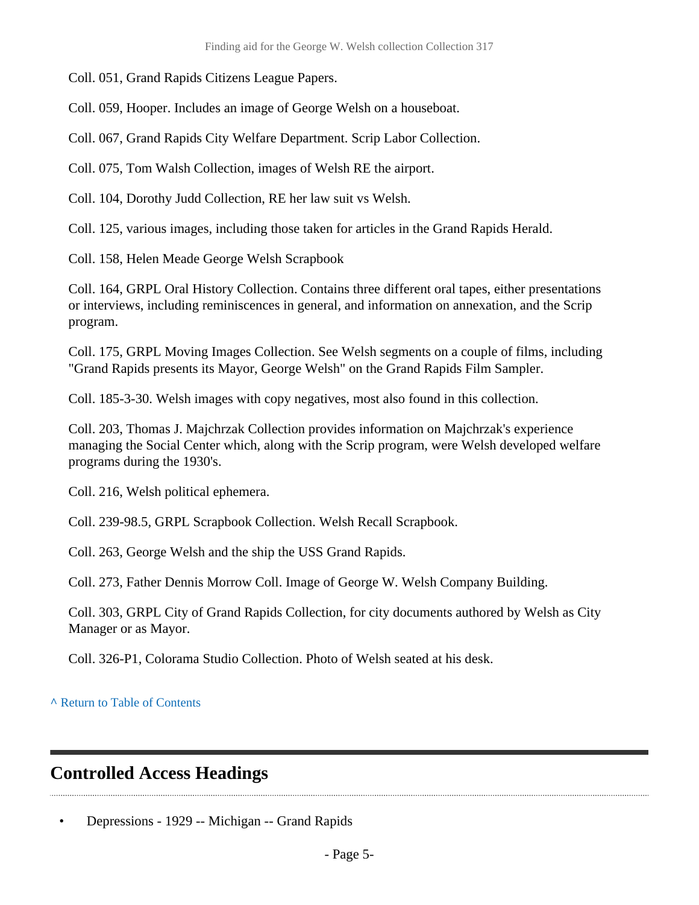Coll. 051, Grand Rapids Citizens League Papers.

Coll. 059, Hooper. Includes an image of George Welsh on a houseboat.

Coll. 067, Grand Rapids City Welfare Department. Scrip Labor Collection.

Coll. 075, Tom Walsh Collection, images of Welsh RE the airport.

Coll. 104, Dorothy Judd Collection, RE her law suit vs Welsh.

Coll. 125, various images, including those taken for articles in the Grand Rapids Herald.

Coll. 158, Helen Meade George Welsh Scrapbook

Coll. 164, GRPL Oral History Collection. Contains three different oral tapes, either presentations or interviews, including reminiscences in general, and information on annexation, and the Scrip program.

Coll. 175, GRPL Moving Images Collection. See Welsh segments on a couple of films, including "Grand Rapids presents its Mayor, George Welsh" on the Grand Rapids Film Sampler.

Coll. 185-3-30. Welsh images with copy negatives, most also found in this collection.

Coll. 203, Thomas J. Majchrzak Collection provides information on Majchrzak's experience managing the Social Center which, along with the Scrip program, were Welsh developed welfare programs during the 1930's.

Coll. 216, Welsh political ephemera.

Coll. 239-98.5, GRPL Scrapbook Collection. Welsh Recall Scrapbook.

Coll. 263, George Welsh and the ship the USS Grand Rapids.

Coll. 273, Father Dennis Morrow Coll. Image of George W. Welsh Company Building.

Coll. 303, GRPL City of Grand Rapids Collection, for city documents authored by Welsh as City Manager or as Mayor.

Coll. 326-P1, Colorama Studio Collection. Photo of Welsh seated at his desk.

^ Return to Table of Contents

## Controlled Access Headings

- Depressions - 1929 -- Michigan -- Grand Rapids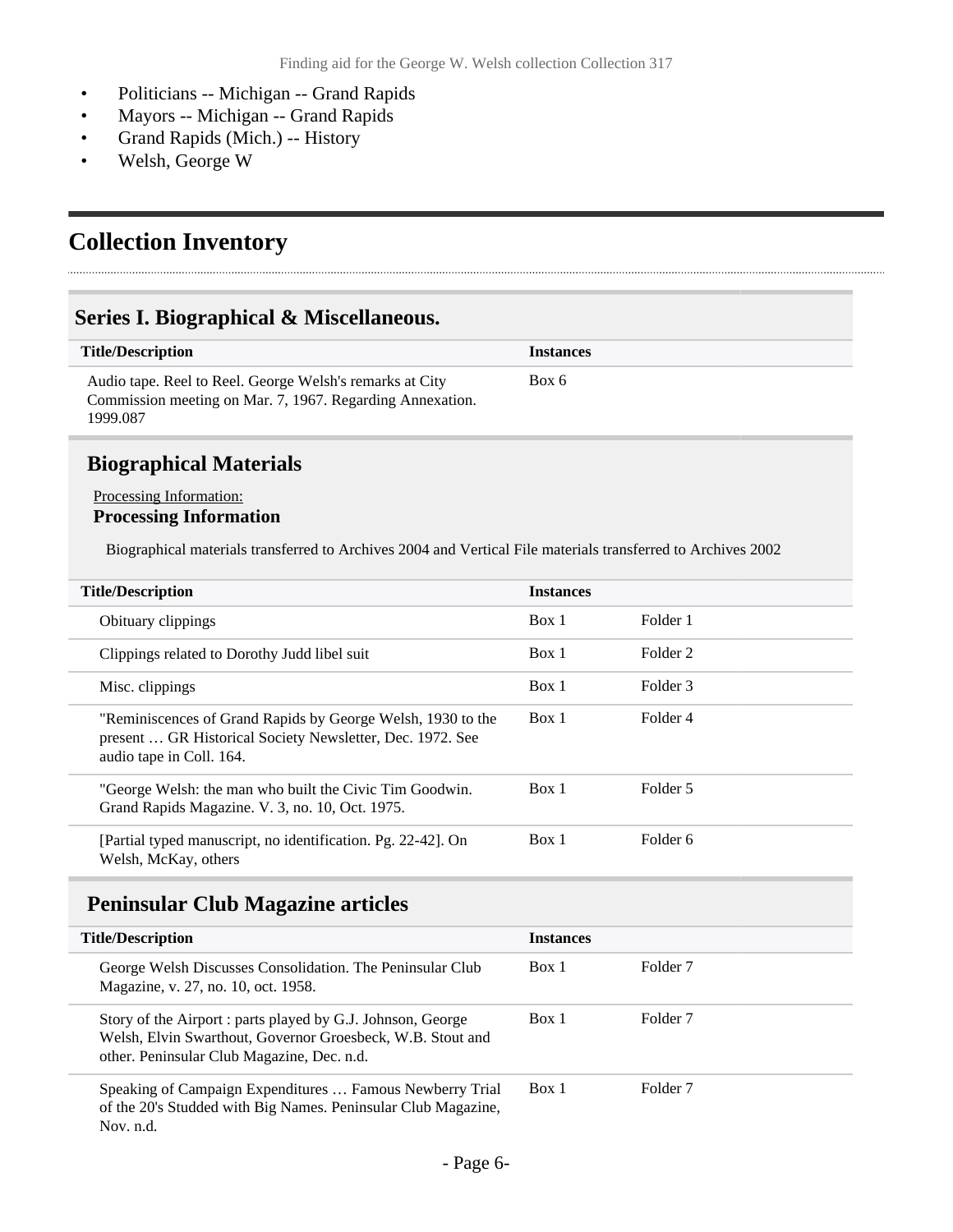- Politicians -- Michigan -- Grand Rapids
- Mayors -- Michigan -- Grand Rapids
- Grand Rapids (Mich.) -- History
- Welsh, George W

## Collection Inventory

### Series I. Biographical & Miscellaneous.

| Title/Description | Instances |
|---|---|
| Audio tape. Reel to Reel. George Welsh's remarks at City Commission meeting on Mar. 7, 1967. Regarding Annexation. 1999.087 | Box 6 |

### Biographical Materials

Processing Information:

**Processing Information**

Biographical materials transferred to Archives 2004 and Vertical File materials transferred to Archives 2002

| Title/Description | Instances | |
|---|---|---|
| Obituary clippings | Box 1 | Folder 1 |
| Clippings related to Dorothy Judd libel suit | Box 1 | Folder 2 |
| Misc. clippings | Box 1 | Folder 3 |
| "Reminiscences of Grand Rapids by George Welsh, 1930 to the present … GR Historical Society Newsletter, Dec. 1972. See audio tape in Coll. 164. | Box 1 | Folder 4 |
| "George Welsh: the man who built the Civic Tim Goodwin. Grand Rapids Magazine. V. 3, no. 10, Oct. 1975. | Box 1 | Folder 5 |
| [Partial typed manuscript, no identification. Pg. 22-42]. On Welsh, McKay, others | Box 1 | Folder 6 |

### Peninsular Club Magazine articles

| Title/Description | Instances | |
|---|---|---|
| George Welsh Discusses Consolidation. The Peninsular Club Magazine, v. 27, no. 10, oct. 1958. | Box 1 | Folder 7 |
| Story of the Airport : parts played by G.J. Johnson, George Welsh, Elvin Swarthout, Governor Groesbeck, W.B. Stout and other. Peninsular Club Magazine, Dec. n.d. | Box 1 | Folder 7 |
| Speaking of Campaign Expenditures … Famous Newberry Trial of the 20's Studded with Big Names. Peninsular Club Magazine, Nov. n.d. | Box 1 | Folder 7 |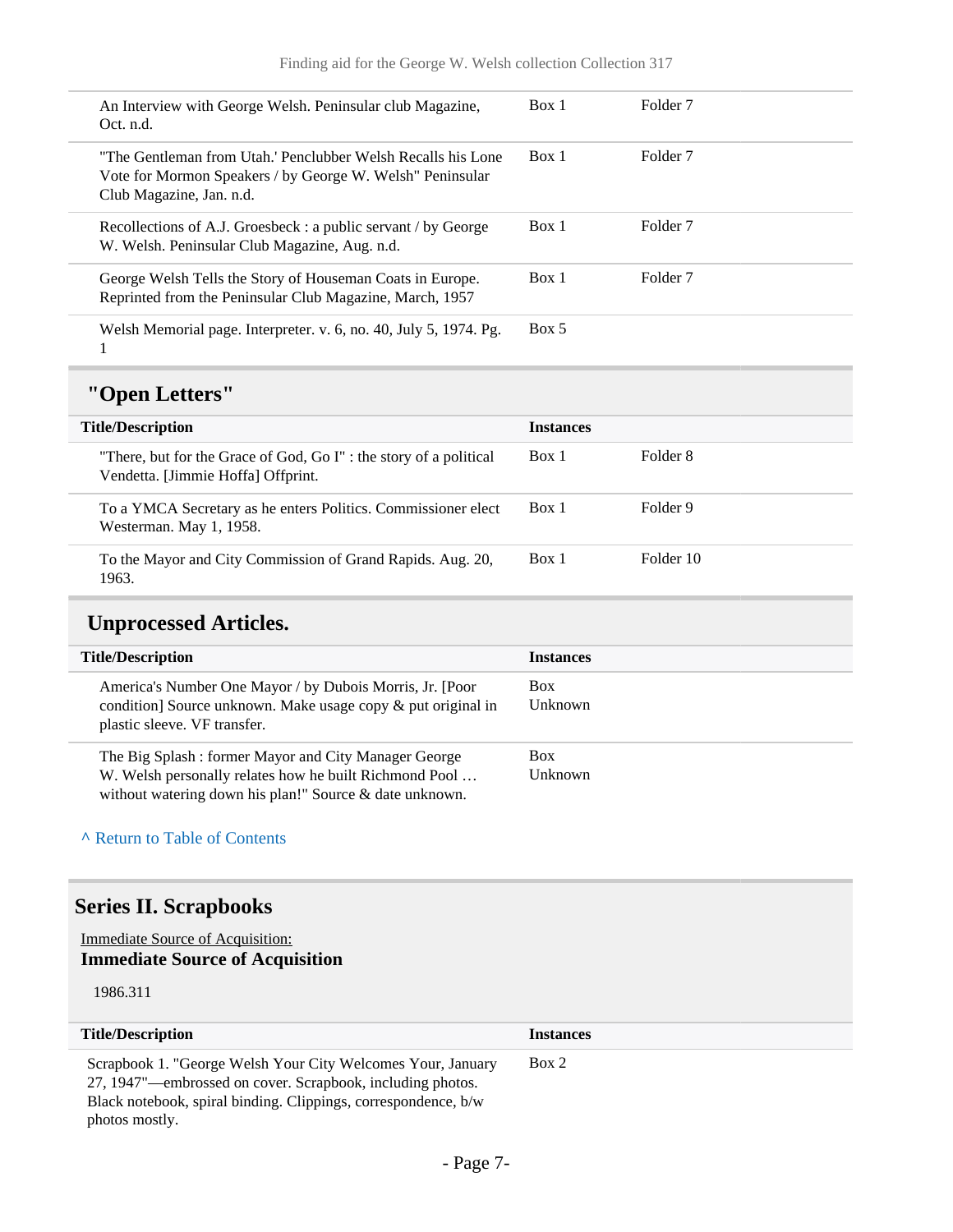| | | |
|---|---|---|
| An Interview with George Welsh. Peninsular club Magazine, Oct. n.d. | Box 1 | Folder 7 |
| "The Gentleman from Utah.' Penclubber Welsh Recalls his Lone Vote for Mormon Speakers / by George W. Welsh" Peninsular Club Magazine, Jan. n.d. | Box 1 | Folder 7 |
| Recollections of A.J. Groesbeck : a public servant / by George W. Welsh. Peninsular Club Magazine, Aug. n.d. | Box 1 | Folder 7 |
| George Welsh Tells the Story of Houseman Coats in Europe. Reprinted from the Peninsular Club Magazine, March, 1957 | Box 1 | Folder 7 |
| Welsh Memorial page. Interpreter. v. 6, no. 40, July 5, 1974. Pg. 1 | Box 5 | |

## "Open Letters"

| Title/Description | Instances | |
|---|---|---|
| "There, but for the Grace of God, Go I" : the story of a political Vendetta. [Jimmie Hoffa] Offprint. | Box 1 | Folder 8 |
| To a YMCA Secretary as he enters Politics. Commissioner elect Westerman. May 1, 1958. | Box 1 | Folder 9 |
| To the Mayor and City Commission of Grand Rapids. Aug. 20, 1963. | Box 1 | Folder 10 |

## Unprocessed Articles.

| Title/Description | Instances |
|---|---|
| America's Number One Mayor / by Dubois Morris, Jr. [Poor condition] Source unknown. Make usage copy & put original in plastic sleeve. VF transfer. | Box Unknown |
| The Big Splash : former Mayor and City Manager George W. Welsh personally relates how he built Richmond Pool … without watering down his plan!" Source & date unknown. | Box Unknown |

^ Return to Table of Contents

# Series II. Scrapbooks

Immediate Source of Acquisition:

**Immediate Source of Acquisition**

1986.311

| Title/Description | Instances |
|---|---|
| Scrapbook 1. "George Welsh Your City Welcomes Your, January 27, 1947"—embrossed on cover. Scrapbook, including photos. Black notebook, spiral binding. Clippings, correspondence, b/w photos mostly. | Box 2 |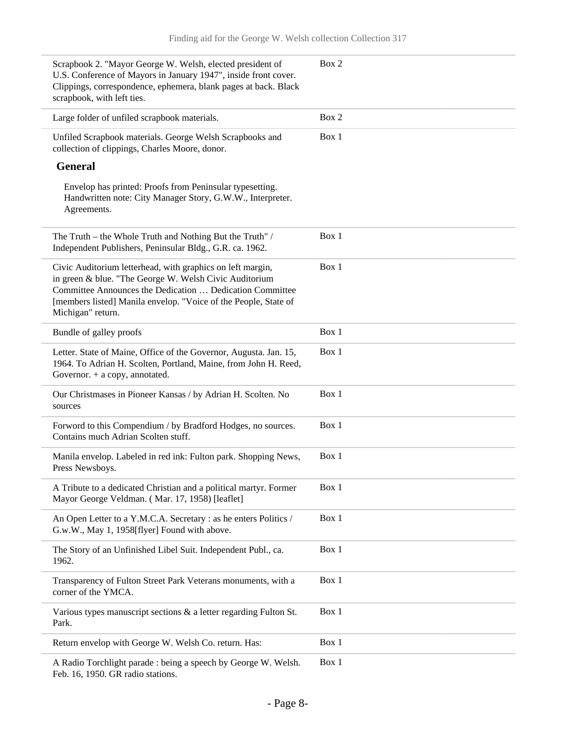| | |
|---|---|
| Scrapbook 2. "Mayor George W. Welsh, elected president of U.S. Conference of Mayors in January 1947", inside front cover. Clippings, correspondence, ephemera, blank pages at back. Black scrapbook, with left ties. | Box 2 |
| Large folder of unfiled scrapbook materials. | Box 2 |
| Unfiled Scrapbook materials. George Welsh Scrapbooks and collection of clippings, Charles Moore, donor. | Box 1 |

**General**

Envelop has printed: Proofs from Peninsular typesetting. Handwritten note: City Manager Story, G.W.W., Interpreter. Agreements.

| | |
|---|---|
| The Truth – the Whole Truth and Nothing But the Truth" / Independent Publishers, Peninsular Bldg., G.R. ca. 1962. | Box 1 |
| Civic Auditorium letterhead, with graphics on left margin, in green & blue. "The George W. Welsh Civic Auditorium Committee Announces the Dedication … Dedication Committee [members listed] Manila envelop. "Voice of the People, State of Michigan" return. | Box 1 |
| Bundle of galley proofs | Box 1 |
| Letter. State of Maine, Office of the Governor, Augusta. Jan. 15, 1964. To Adrian H. Scolten, Portland, Maine, from John H. Reed, Governor. + a copy, annotated. | Box 1 |
| Our Christmases in Pioneer Kansas / by Adrian H. Scolten. No sources | Box 1 |
| Forword to this Compendium / by Bradford Hodges, no sources. Contains much Adrian Scolten stuff. | Box 1 |
| Manila envelop. Labeled in red ink: Fulton park. Shopping News, Press Newsboys. | Box 1 |
| A Tribute to a dedicated Christian and a political martyr. Former Mayor George Veldman. ( Mar. 17, 1958) [leaflet] | Box 1 |
| An Open Letter to a Y.M.C.A. Secretary : as he enters Politics / G.w.W., May 1, 1958[flyer] Found with above. | Box 1 |
| The Story of an Unfinished Libel Suit. Independent Publ., ca. 1962. | Box 1 |
| Transparency of Fulton Street Park Veterans monuments, with a corner of the YMCA. | Box 1 |
| Various types manuscript sections & a letter regarding Fulton St. Park. | Box 1 |
| Return envelop with George W. Welsh Co. return. Has: | Box 1 |
| A Radio Torchlight parade : being a speech by George W. Welsh. Feb. 16, 1950. GR radio stations. | Box 1 |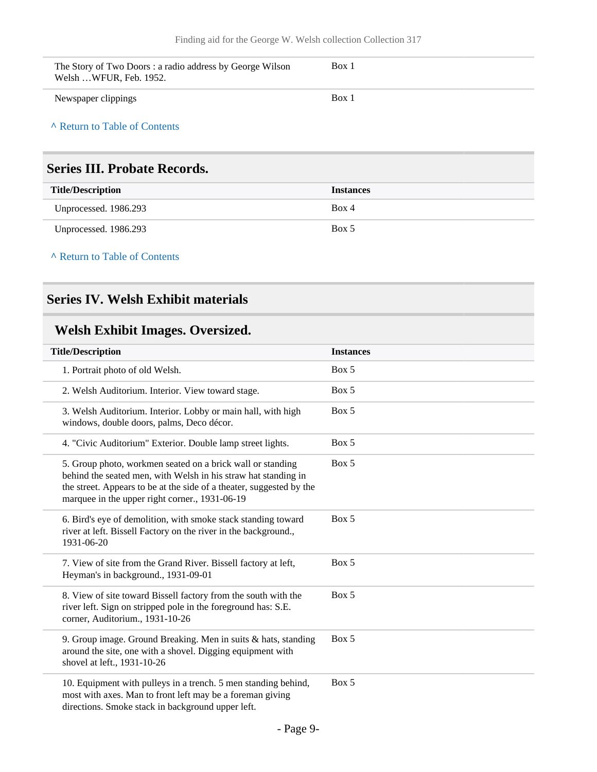| | |
|---|---|
| The Story of Two Doors : a radio address by George Wilson Welsh …WFUR, Feb. 1952. | Box 1 |
| Newspaper clippings | Box 1 |

^ Return to Table of Contents

## Series III. Probate Records.

| Title/Description | Instances |
|---|---|
| Unprocessed. 1986.293 | Box 4 |
| Unprocessed. 1986.293 | Box 5 |

^ Return to Table of Contents

## Series IV. Welsh Exhibit materials

### Welsh Exhibit Images. Oversized.

| Title/Description | Instances |
|---|---|
| 1. Portrait photo of old Welsh. | Box 5 |
| 2. Welsh Auditorium. Interior. View toward stage. | Box 5 |
| 3. Welsh Auditorium. Interior. Lobby or main hall, with high windows, double doors, palms, Deco décor. | Box 5 |
| 4. "Civic Auditorium" Exterior. Double lamp street lights. | Box 5 |
| 5. Group photo, workmen seated on a brick wall or standing behind the seated men, with Welsh in his straw hat standing in the street. Appears to be at the side of a theater, suggested by the marquee in the upper right corner., 1931-06-19 | Box 5 |
| 6. Bird's eye of demolition, with smoke stack standing toward river at left. Bissell Factory on the river in the background., 1931-06-20 | Box 5 |
| 7. View of site from the Grand River. Bissell factory at left, Heyman's in background., 1931-09-01 | Box 5 |
| 8. View of site toward Bissell factory from the south with the river left. Sign on stripped pole in the foreground has: S.E. corner, Auditorium., 1931-10-26 | Box 5 |
| 9. Group image. Ground Breaking. Men in suits & hats, standing around the site, one with a shovel. Digging equipment with shovel at left., 1931-10-26 | Box 5 |
| 10. Equipment with pulleys in a trench. 5 men standing behind, most with axes. Man to front left may be a foreman giving directions. Smoke stack in background upper left. | Box 5 |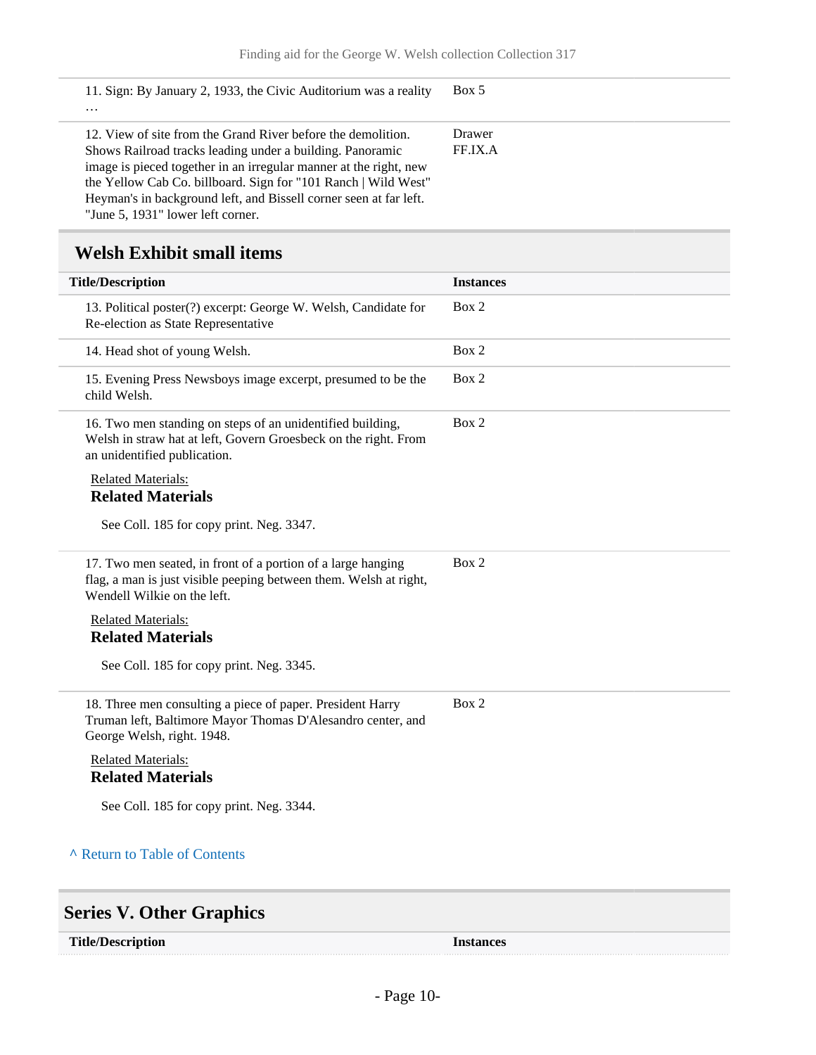| Title/Description | Instances |
|---|---|
| 11. Sign: By January 2, 1933, the Civic Auditorium was a reality … | Box 5 |
| 12. View of site from the Grand River before the demolition. Shows Railroad tracks leading under a building. Panoramic image is pieced together in an irregular manner at the right, new the Yellow Cab Co. billboard. Sign for "101 Ranch \| Wild West" Heyman's in background left, and Bissell corner seen at far left. "June 5, 1931" lower left corner. | Drawer FF.IX.A |

## Welsh Exhibit small items

| Title/Description | Instances |
|---|---|
| 13. Political poster(?) excerpt: George W. Welsh, Candidate for Re-election as State Representative | Box 2 |
| 14. Head shot of young Welsh. | Box 2 |
| 15. Evening Press Newsboys image excerpt, presumed to be the child Welsh. | Box 2 |
| 16. Two men standing on steps of an unidentified building, Welsh in straw hat at left, Govern Groesbeck on the right. From an unidentified publication.<br><br>Related Materials:<br>**Related Materials**<br><br>See Coll. 185 for copy print. Neg. 3347. | Box 2 |
| 17. Two men seated, in front of a portion of a large hanging flag, a man is just visible peeping between them. Welsh at right, Wendell Wilkie on the left.<br><br>Related Materials:<br>**Related Materials**<br><br>See Coll. 185 for copy print. Neg. 3345. | Box 2 |
| 18. Three men consulting a piece of paper. President Harry Truman left, Baltimore Mayor Thomas D'Alesandro center, and George Welsh, right. 1948.<br><br>Related Materials:<br>**Related Materials**<br><br>See Coll. 185 for copy print. Neg. 3344. | Box 2 |

^ Return to Table of Contents

## Series V. Other Graphics

| Title/Description | Instances |
|---|---|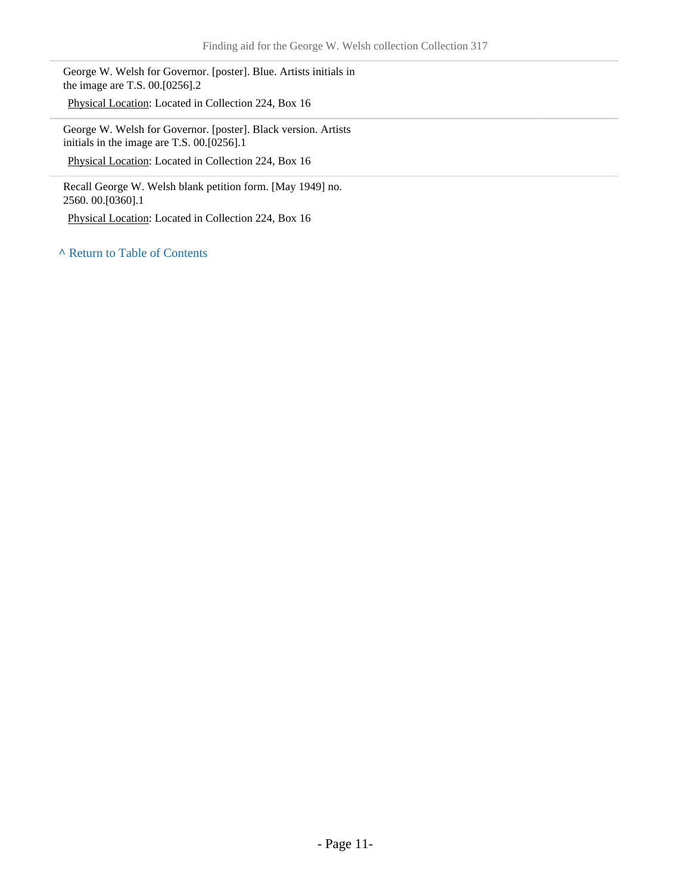George W. Welsh for Governor. [poster]. Blue. Artists initials in the image are T.S. 00.[0256].2

Physical Location: Located in Collection 224, Box 16

George W. Welsh for Governor. [poster]. Black version. Artists initials in the image are T.S. 00.[0256].1

Physical Location: Located in Collection 224, Box 16

Recall George W. Welsh blank petition form. [May 1949] no. 2560. 00.[0360].1

Physical Location: Located in Collection 224, Box 16

^ Return to Table of Contents